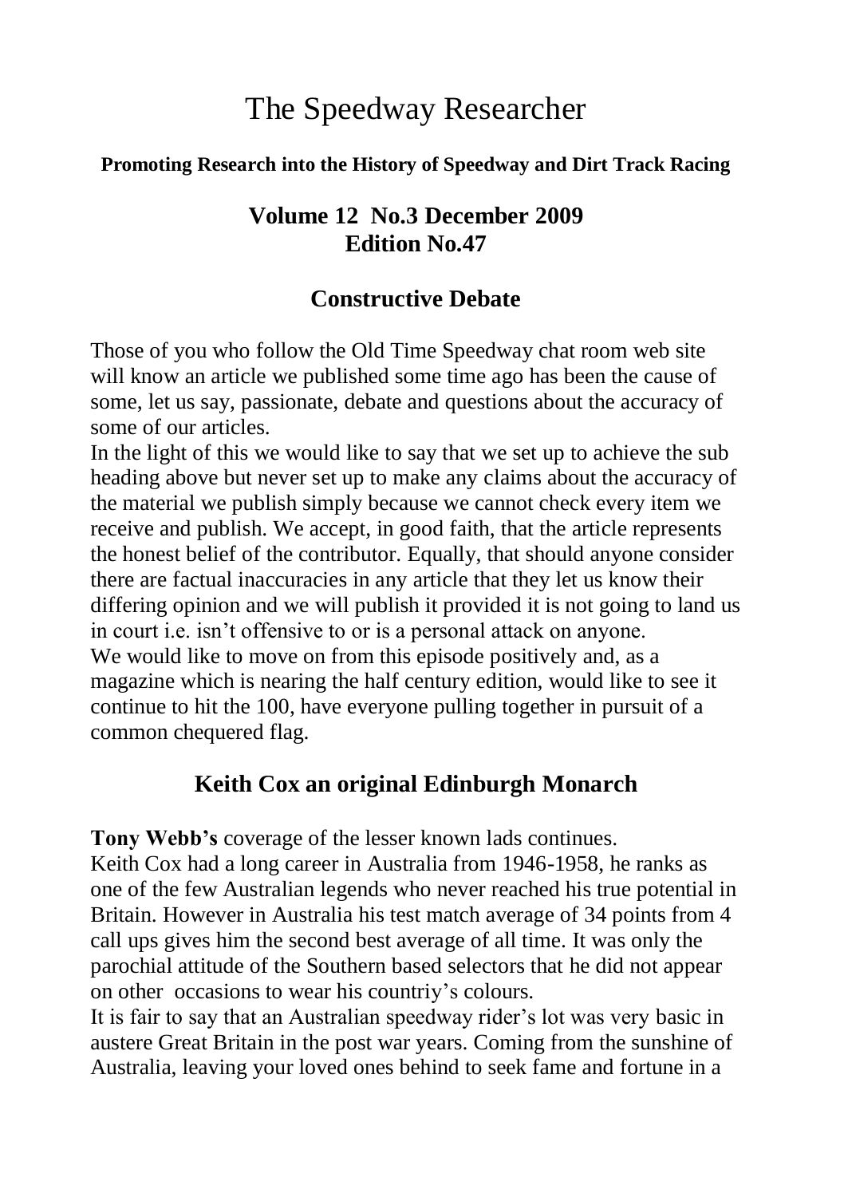# The Speedway Researcher

**Promoting Research into the History of Speedway and Dirt Track Racing**

## Volume 12 No.3 December 2009
## Edition No.47

## Constructive Debate

Those of you who follow the Old Time Speedway chat room web site will know an article we published some time ago has been the cause of some, let us say, passionate, debate and questions about the accuracy of some of our articles.

In the light of this we would like to say that we set up to achieve the sub heading above but never set up to make any claims about the accuracy of the material we publish simply because we cannot check every item we receive and publish. We accept, in good faith, that the article represents the honest belief of the contributor. Equally, that should anyone consider there are factual inaccuracies in any article that they let us know their differing opinion and we will publish it provided it is not going to land us in court i.e. isn't offensive to or is a personal attack on anyone.

We would like to move on from this episode positively and, as a magazine which is nearing the half century edition, would like to see it continue to hit the 100, have everyone pulling together in pursuit of a common chequered flag.

## Keith Cox an original Edinburgh Monarch

**Tony Webb's** coverage of the lesser known lads continues.

Keith Cox had a long career in Australia from 1946-1958, he ranks as one of the few Australian legends who never reached his true potential in Britain. However in Australia his test match average of 34 points from 4 call ups gives him the second best average of all time. It was only the parochial attitude of the Southern based selectors that he did not appear on other occasions to wear his countriy's colours.

It is fair to say that an Australian speedway rider's lot was very basic in austere Great Britain in the post war years. Coming from the sunshine of Australia, leaving your loved ones behind to seek fame and fortune in a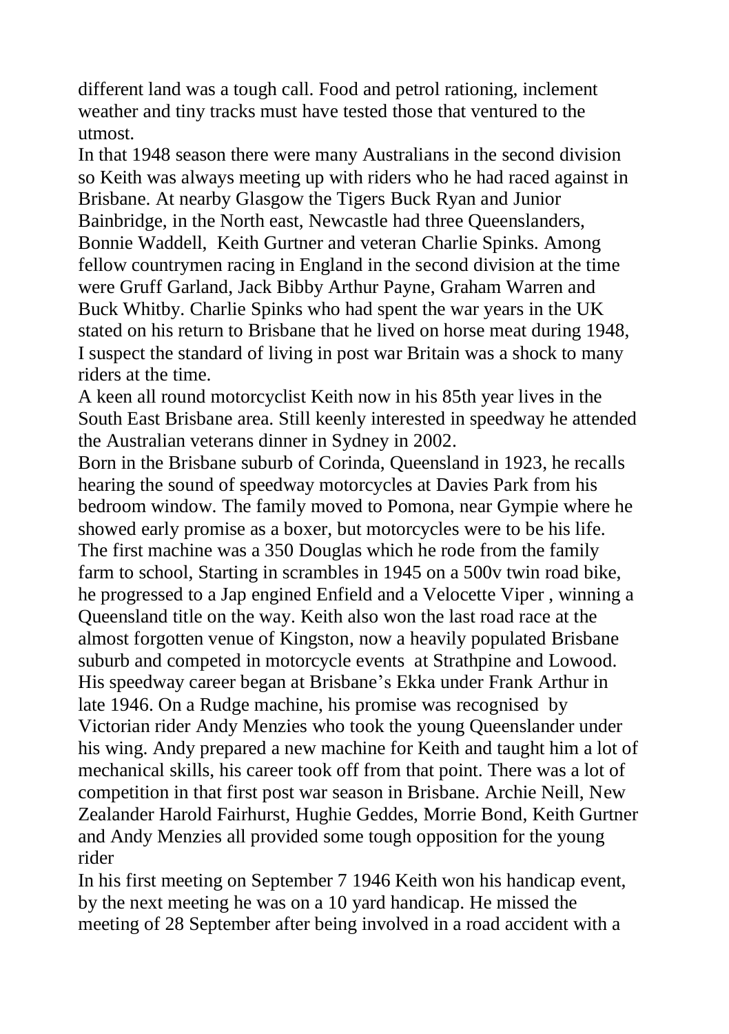different land was a tough call. Food and petrol rationing, inclement weather and tiny tracks must have tested those that ventured to the utmost.

In that 1948 season there were many Australians in the second division so Keith was always meeting up with riders who he had raced against in Brisbane. At nearby Glasgow the Tigers Buck Ryan and Junior Bainbridge, in the North east, Newcastle had three Queenslanders, Bonnie Waddell, Keith Gurtner and veteran Charlie Spinks. Among fellow countrymen racing in England in the second division at the time were Gruff Garland, Jack Bibby Arthur Payne, Graham Warren and Buck Whitby. Charlie Spinks who had spent the war years in the UK stated on his return to Brisbane that he lived on horse meat during 1948, I suspect the standard of living in post war Britain was a shock to many riders at the time.

A keen all round motorcyclist Keith now in his 85th year lives in the South East Brisbane area. Still keenly interested in speedway he attended the Australian veterans dinner in Sydney in 2002.

Born in the Brisbane suburb of Corinda, Queensland in 1923, he recalls hearing the sound of speedway motorcycles at Davies Park from his bedroom window. The family moved to Pomona, near Gympie where he showed early promise as a boxer, but motorcycles were to be his life. The first machine was a 350 Douglas which he rode from the family farm to school, Starting in scrambles in 1945 on a 500v twin road bike, he progressed to a Jap engined Enfield and a Velocette Viper , winning a Queensland title on the way. Keith also won the last road race at the almost forgotten venue of Kingston, now a heavily populated Brisbane suburb and competed in motorcycle events at Strathpine and Lowood. His speedway career began at Brisbane's Ekka under Frank Arthur in late 1946. On a Rudge machine, his promise was recognised by Victorian rider Andy Menzies who took the young Queenslander under his wing. Andy prepared a new machine for Keith and taught him a lot of mechanical skills, his career took off from that point. There was a lot of competition in that first post war season in Brisbane. Archie Neill, New Zealander Harold Fairhurst, Hughie Geddes, Morrie Bond, Keith Gurtner and Andy Menzies all provided some tough opposition for the young rider

In his first meeting on September 7 1946 Keith won his handicap event, by the next meeting he was on a 10 yard handicap. He missed the meeting of 28 September after being involved in a road accident with a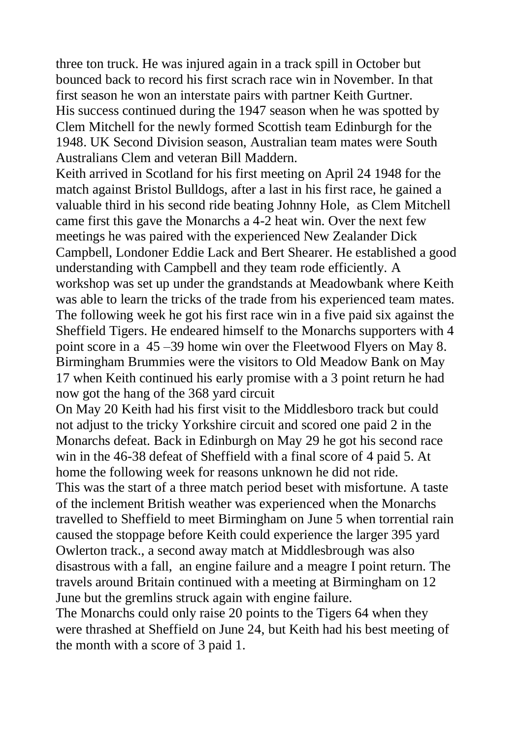three ton truck. He was injured again in a track spill in October but bounced back to record his first scrach race win in November. In that first season he won an interstate pairs with partner Keith Gurtner.
His success continued during the 1947 season when he was spotted by Clem Mitchell for the newly formed Scottish team Edinburgh for the 1948. UK Second Division season, Australian team mates were South Australians Clem and veteran Bill Maddern.
Keith arrived in Scotland for his first meeting on April 24 1948 for the match against Bristol Bulldogs, after a last in his first race, he gained a valuable third in his second ride beating Johnny Hole, as Clem Mitchell came first this gave the Monarchs a 4-2 heat win. Over the next few meetings he was paired with the experienced New Zealander Dick Campbell, Londoner Eddie Lack and Bert Shearer. He established a good understanding with Campbell and they team rode efficiently. A workshop was set up under the grandstands at Meadowbank where Keith was able to learn the tricks of the trade from his experienced team mates. The following week he got his first race win in a five paid six against the Sheffield Tigers. He endeared himself to the Monarchs supporters with 4 point score in a 45 –39 home win over the Fleetwood Flyers on May 8. Birmingham Brummies were the visitors to Old Meadow Bank on May 17 when Keith continued his early promise with a 3 point return he had now got the hang of the 368 yard circuit
On May 20 Keith had his first visit to the Middlesboro track but could not adjust to the tricky Yorkshire circuit and scored one paid 2 in the Monarchs defeat. Back in Edinburgh on May 29 he got his second race win in the 46-38 defeat of Sheffield with a final score of 4 paid 5. At home the following week for reasons unknown he did not ride.
This was the start of a three match period beset with misfortune. A taste of the inclement British weather was experienced when the Monarchs travelled to Sheffield to meet Birmingham on June 5 when torrential rain caused the stoppage before Keith could experience the larger 395 yard Owlerton track., a second away match at Middlesbrough was also disastrous with a fall, an engine failure and a meagre I point return. The travels around Britain continued with a meeting at Birmingham on 12 June but the gremlins struck again with engine failure.
The Monarchs could only raise 20 points to the Tigers 64 when they were thrashed at Sheffield on June 24, but Keith had his best meeting of the month with a score of 3 paid 1.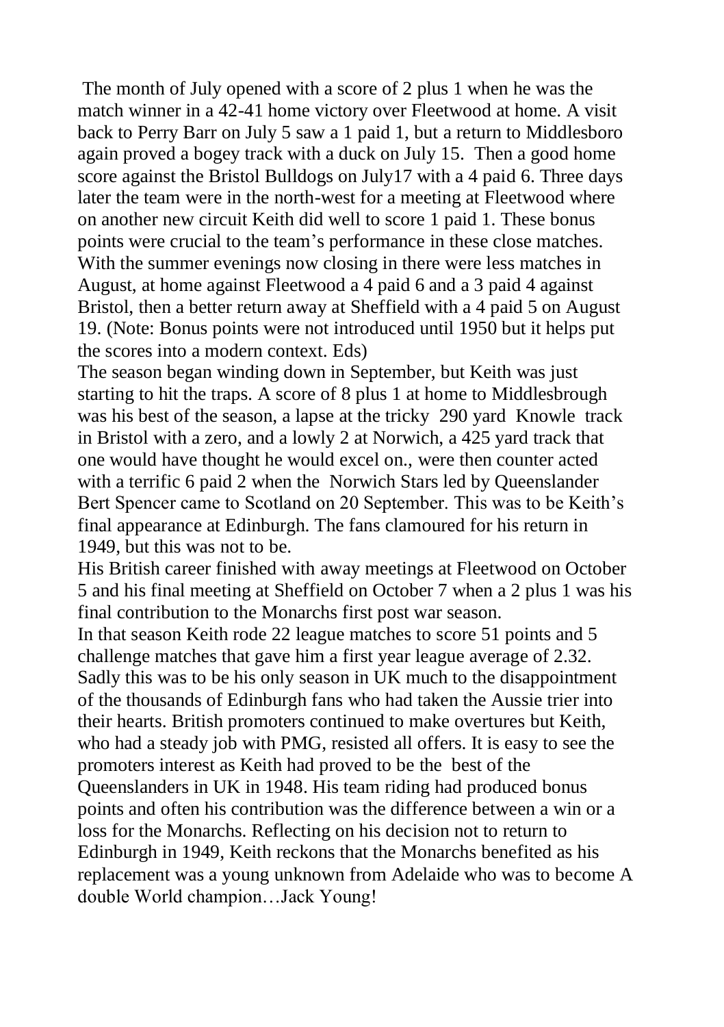The month of July opened with a score of 2 plus 1 when he was the match winner in a 42-41 home victory over Fleetwood at home. A visit back to Perry Barr on July 5 saw a 1 paid 1, but a return to Middlesboro again proved a bogey track with a duck on July 15. Then a good home score against the Bristol Bulldogs on July17 with a 4 paid 6. Three days later the team were in the north-west for a meeting at Fleetwood where on another new circuit Keith did well to score 1 paid 1. These bonus points were crucial to the team's performance in these close matches. With the summer evenings now closing in there were less matches in August, at home against Fleetwood a 4 paid 6 and a 3 paid 4 against Bristol, then a better return away at Sheffield with a 4 paid 5 on August 19. (Note: Bonus points were not introduced until 1950 but it helps put the scores into a modern context. Eds)

The season began winding down in September, but Keith was just starting to hit the traps. A score of 8 plus 1 at home to Middlesbrough was his best of the season, a lapse at the tricky 290 yard Knowle track in Bristol with a zero, and a lowly 2 at Norwich, a 425 yard track that one would have thought he would excel on., were then counter acted with a terrific 6 paid 2 when the Norwich Stars led by Queenslander Bert Spencer came to Scotland on 20 September. This was to be Keith's final appearance at Edinburgh. The fans clamoured for his return in 1949, but this was not to be.

His British career finished with away meetings at Fleetwood on October 5 and his final meeting at Sheffield on October 7 when a 2 plus 1 was his final contribution to the Monarchs first post war season.

In that season Keith rode 22 league matches to score 51 points and 5 challenge matches that gave him a first year league average of 2.32. Sadly this was to be his only season in UK much to the disappointment of the thousands of Edinburgh fans who had taken the Aussie trier into their hearts. British promoters continued to make overtures but Keith, who had a steady job with PMG, resisted all offers. It is easy to see the promoters interest as Keith had proved to be the best of the Queenslanders in UK in 1948. His team riding had produced bonus points and often his contribution was the difference between a win or a loss for the Monarchs. Reflecting on his decision not to return to Edinburgh in 1949, Keith reckons that the Monarchs benefited as his replacement was a young unknown from Adelaide who was to become A double World champion…Jack Young!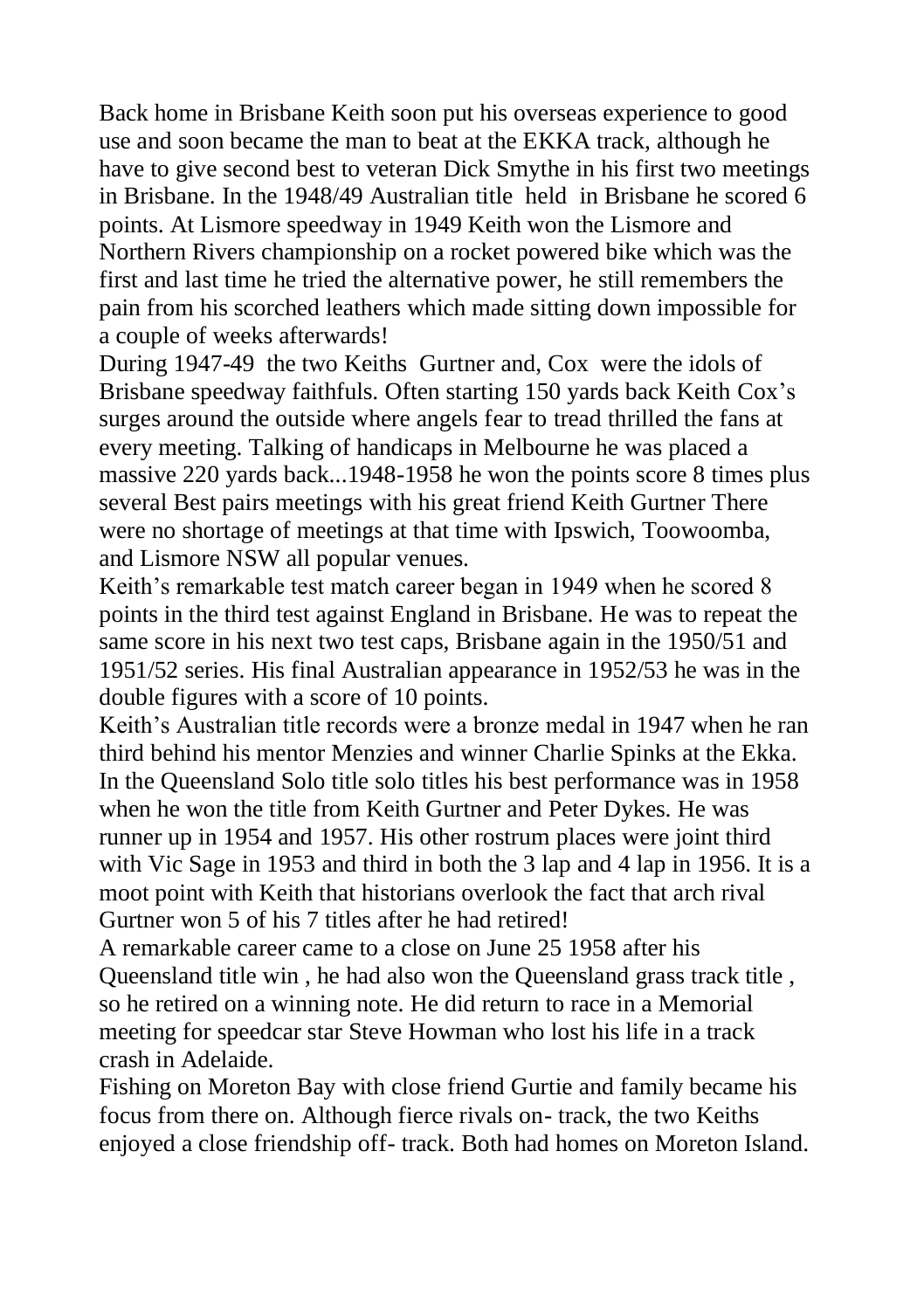Back home in Brisbane Keith soon put his overseas experience to good use and soon became the man to beat at the EKKA track, although he have to give second best to veteran Dick Smythe in his first two meetings in Brisbane. In the 1948/49 Australian title held in Brisbane he scored 6 points. At Lismore speedway in 1949 Keith won the Lismore and Northern Rivers championship on a rocket powered bike which was the first and last time he tried the alternative power, he still remembers the pain from his scorched leathers which made sitting down impossible for a couple of weeks afterwards!

During 1947-49 the two Keiths Gurtner and, Cox were the idols of Brisbane speedway faithfuls. Often starting 150 yards back Keith Cox's surges around the outside where angels fear to tread thrilled the fans at every meeting. Talking of handicaps in Melbourne he was placed a massive 220 yards back...1948-1958 he won the points score 8 times plus several Best pairs meetings with his great friend Keith Gurtner There were no shortage of meetings at that time with Ipswich, Toowoomba, and Lismore NSW all popular venues.

Keith's remarkable test match career began in 1949 when he scored 8 points in the third test against England in Brisbane. He was to repeat the same score in his next two test caps, Brisbane again in the 1950/51 and 1951/52 series. His final Australian appearance in 1952/53 he was in the double figures with a score of 10 points.

Keith's Australian title records were a bronze medal in 1947 when he ran third behind his mentor Menzies and winner Charlie Spinks at the Ekka. In the Queensland Solo title solo titles his best performance was in 1958 when he won the title from Keith Gurtner and Peter Dykes. He was runner up in 1954 and 1957. His other rostrum places were joint third with Vic Sage in 1953 and third in both the 3 lap and 4 lap in 1956. It is a moot point with Keith that historians overlook the fact that arch rival Gurtner won 5 of his 7 titles after he had retired!

A remarkable career came to a close on June 25 1958 after his Queensland title win , he had also won the Queensland grass track title , so he retired on a winning note. He did return to race in a Memorial meeting for speedcar star Steve Howman who lost his life in a track crash in Adelaide.

Fishing on Moreton Bay with close friend Gurtie and family became his focus from there on. Although fierce rivals on- track, the two Keiths enjoyed a close friendship off- track. Both had homes on Moreton Island.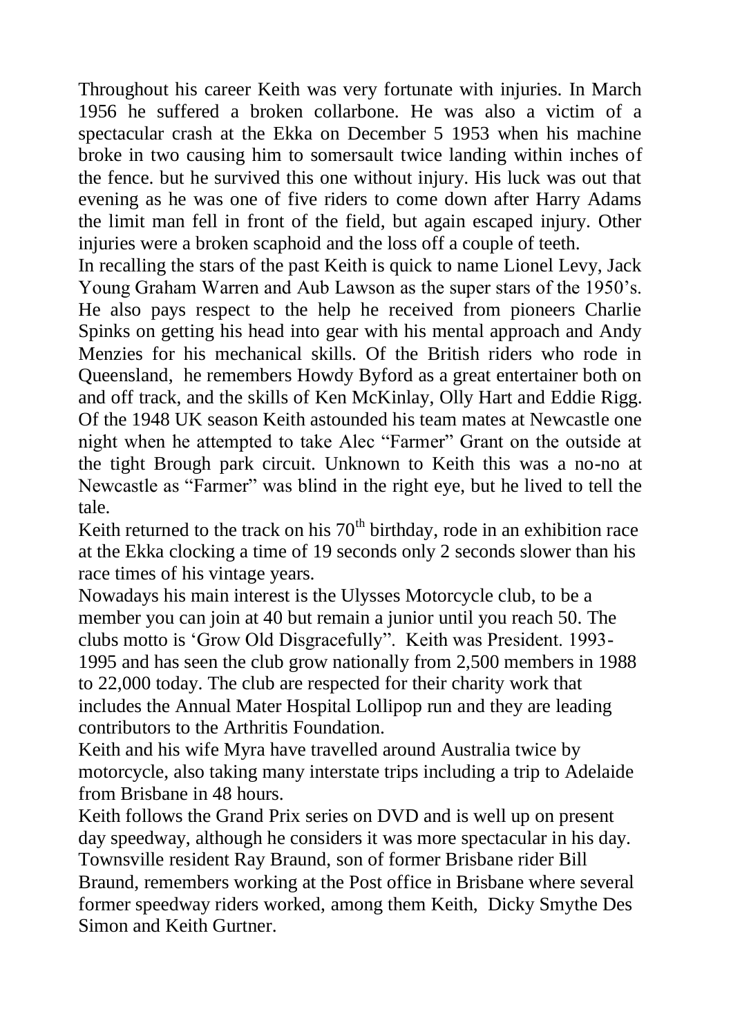Throughout his career Keith was very fortunate with injuries. In March 1956 he suffered a broken collarbone. He was also a victim of a spectacular crash at the Ekka on December 5 1953 when his machine broke in two causing him to somersault twice landing within inches of the fence. but he survived this one without injury. His luck was out that evening as he was one of five riders to come down after Harry Adams the limit man fell in front of the field, but again escaped injury. Other injuries were a broken scaphoid and the loss off a couple of teeth.

In recalling the stars of the past Keith is quick to name Lionel Levy, Jack Young Graham Warren and Aub Lawson as the super stars of the 1950's. He also pays respect to the help he received from pioneers Charlie Spinks on getting his head into gear with his mental approach and Andy Menzies for his mechanical skills. Of the British riders who rode in Queensland, he remembers Howdy Byford as a great entertainer both on and off track, and the skills of Ken McKinlay, Olly Hart and Eddie Rigg. Of the 1948 UK season Keith astounded his team mates at Newcastle one night when he attempted to take Alec "Farmer" Grant on the outside at the tight Brough park circuit. Unknown to Keith this was a no-no at Newcastle as "Farmer" was blind in the right eye, but he lived to tell the tale.

Keith returned to the track on his 70th birthday, rode in an exhibition race at the Ekka clocking a time of 19 seconds only 2 seconds slower than his race times of his vintage years.

Nowadays his main interest is the Ulysses Motorcycle club, to be a member you can join at 40 but remain a junior until you reach 50. The clubs motto is 'Grow Old Disgracefully". Keith was President. 1993-1995 and has seen the club grow nationally from 2,500 members in 1988 to 22,000 today. The club are respected for their charity work that includes the Annual Mater Hospital Lollipop run and they are leading contributors to the Arthritis Foundation.

Keith and his wife Myra have travelled around Australia twice by motorcycle, also taking many interstate trips including a trip to Adelaide from Brisbane in 48 hours.

Keith follows the Grand Prix series on DVD and is well up on present day speedway, although he considers it was more spectacular in his day.

Townsville resident Ray Braund, son of former Brisbane rider Bill Braund, remembers working at the Post office in Brisbane where several former speedway riders worked, among them Keith, Dicky Smythe Des Simon and Keith Gurtner.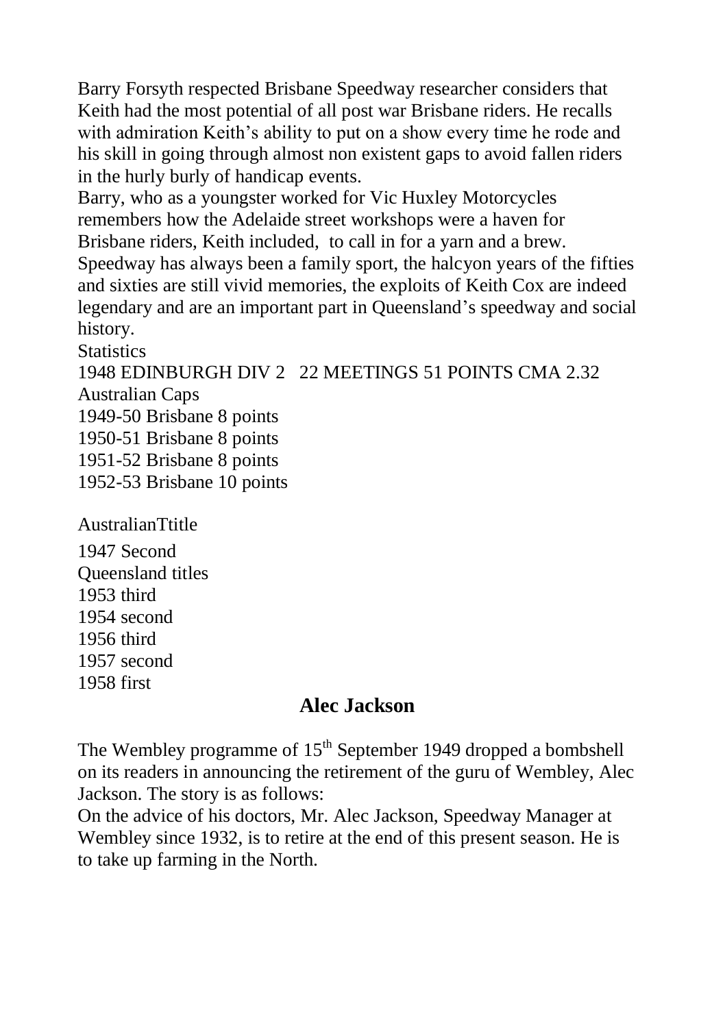Barry Forsyth respected Brisbane Speedway researcher considers that Keith had the most potential of all post war Brisbane riders. He recalls with admiration Keith's ability to put on a show every time he rode and his skill in going through almost non existent gaps to avoid fallen riders in the hurly burly of handicap events.

Barry, who as a youngster worked for Vic Huxley Motorcycles remembers how the Adelaide street workshops were a haven for Brisbane riders, Keith included, to call in for a yarn and a brew.

Speedway has always been a family sport, the halcyon years of the fifties and sixties are still vivid memories, the exploits of Keith Cox are indeed legendary and are an important part in Queensland's speedway and social history.

Statistics

1948 EDINBURGH DIV 2 22 MEETINGS 51 POINTS CMA 2.32

Australian Caps

1949-50 Brisbane 8 points

1950-51 Brisbane 8 points

1951-52 Brisbane 8 points

1952-53 Brisbane 10 points

AustralianTtitle

1947 Second

Queensland titles

1953 third

1954 second

1956 third

1957 second

1958 first

## Alec Jackson

The Wembley programme of 15th September 1949 dropped a bombshell on its readers in announcing the retirement of the guru of Wembley, Alec Jackson. The story is as follows:

On the advice of his doctors, Mr. Alec Jackson, Speedway Manager at Wembley since 1932, is to retire at the end of this present season. He is to take up farming in the North.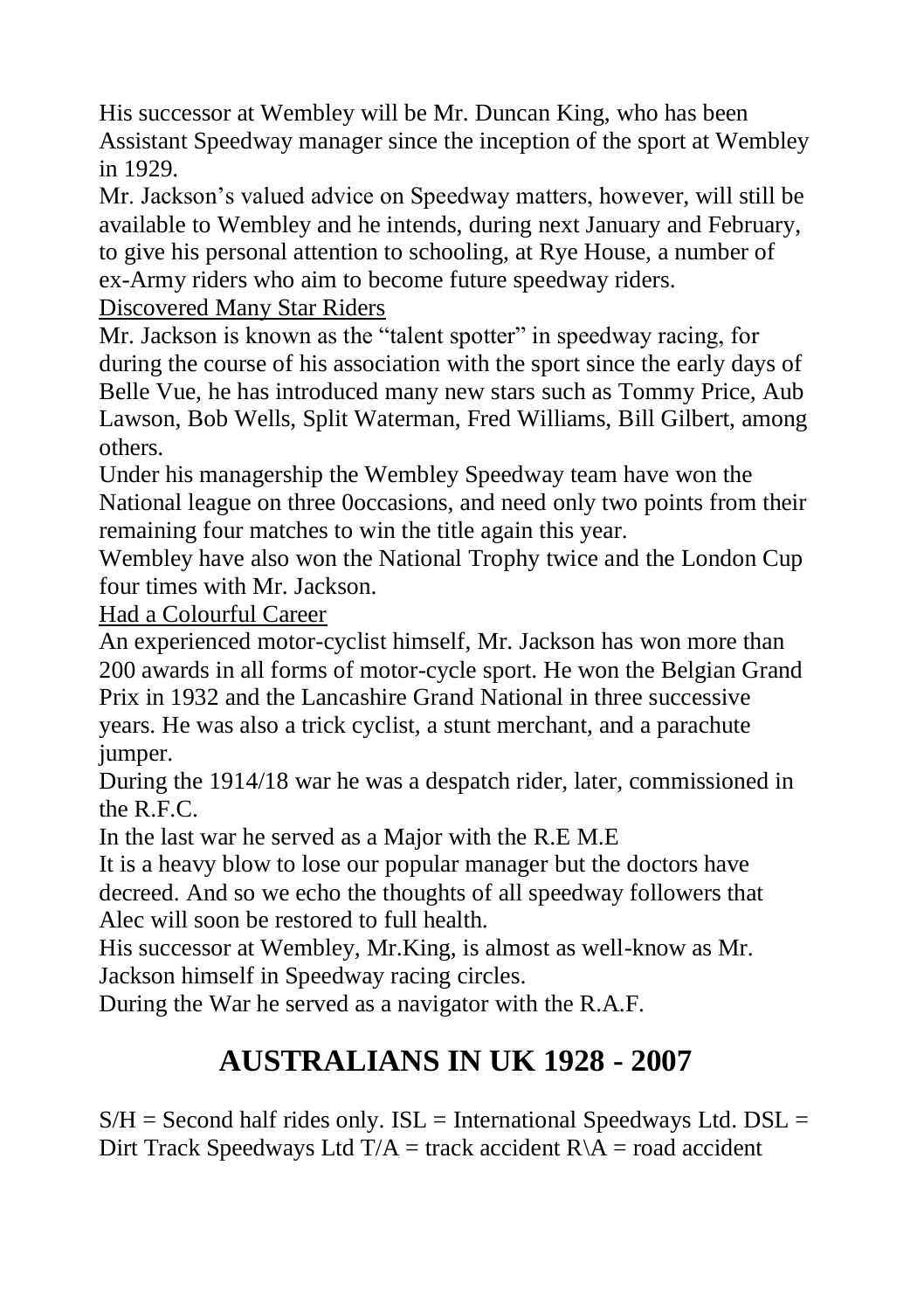His successor at Wembley will be Mr. Duncan King, who has been Assistant Speedway manager since the inception of the sport at Wembley in 1929.

Mr. Jackson's valued advice on Speedway matters, however, will still be available to Wembley and he intends, during next January and February, to give his personal attention to schooling, at Rye House, a number of ex-Army riders who aim to become future speedway riders.

<u>Discovered Many Star Riders</u>

Mr. Jackson is known as the "talent spotter" in speedway racing, for during the course of his association with the sport since the early days of Belle Vue, he has introduced many new stars such as Tommy Price, Aub Lawson, Bob Wells, Split Waterman, Fred Williams, Bill Gilbert, among others.

Under his managership the Wembley Speedway team have won the National league on three 0occasions, and need only two points from their remaining four matches to win the title again this year.

Wembley have also won the National Trophy twice and the London Cup four times with Mr. Jackson.

<u>Had a Colourful Career</u>

An experienced motor-cyclist himself, Mr. Jackson has won more than 200 awards in all forms of motor-cycle sport. He won the Belgian Grand Prix in 1932 and the Lancashire Grand National in three successive years. He was also a trick cyclist, a stunt merchant, and a parachute jumper.

During the 1914/18 war he was a despatch rider, later, commissioned in the R.F.C.

In the last war he served as a Major with the R.E M.E

It is a heavy blow to lose our popular manager but the doctors have decreed. And so we echo the thoughts of all speedway followers that Alec will soon be restored to full health.

His successor at Wembley, Mr.King, is almost as well-know as Mr. Jackson himself in Speedway racing circles.

During the War he served as a navigator with the R.A.F.

# AUSTRALIANS IN UK 1928 - 2007

S/H = Second half rides only. ISL = International Speedways Ltd. DSL = Dirt Track Speedways Ltd T/A = track accident R\A = road accident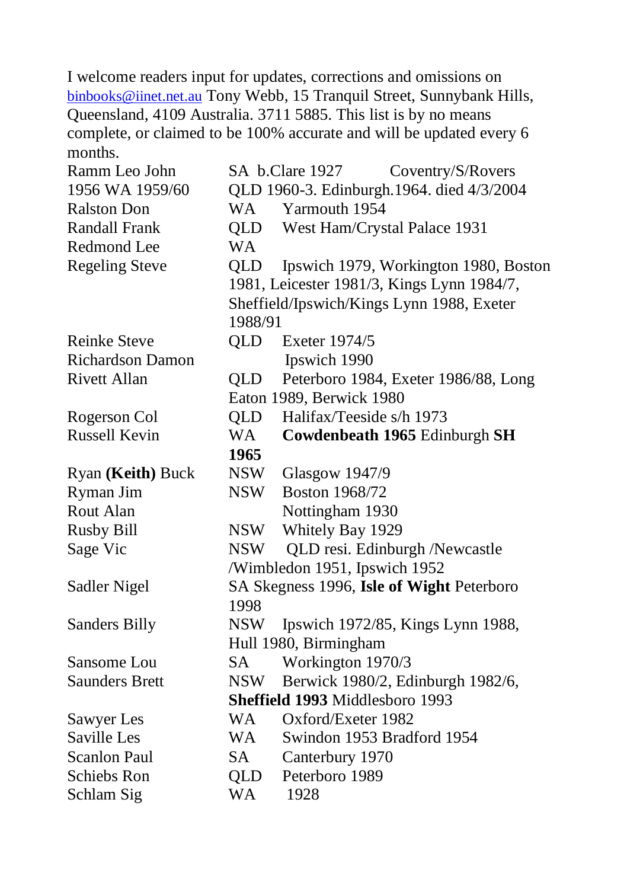I welcome readers input for updates, corrections and omissions on binbooks@iinet.net.au Tony Webb, 15 Tranquil Street, Sunnybank Hills, Queensland, 4109 Australia. 3711 5885. This list is by no means complete, or claimed to be 100% accurate and will be updated every 6 months.

| | |
|---|---|
| Ramm Leo John | SA b.Clare 1927 Coventry/S/Rovers |
| 1956 WA 1959/60 | QLD 1960-3. Edinburgh.1964. died 4/3/2004 |
| Ralston Don | WA Yarmouth 1954 |
| Randall Frank | QLD West Ham/Crystal Palace 1931 |
| Redmond Lee | WA |
| Regeling Steve | QLD Ipswich 1979, Workington 1980, Boston 1981, Leicester 1981/3, Kings Lynn 1984/7, Sheffield/Ipswich/Kings Lynn 1988, Exeter 1988/91 |
| Reinke Steve | QLD Exeter 1974/5 |
| Richardson Damon | Ipswich 1990 |
| Rivett Allan | QLD Peterboro 1984, Exeter 1986/88, Long Eaton 1989, Berwick 1980 |
| Rogerson Col | QLD Halifax/Teeside s/h 1973 |
| Russell Kevin | WA **Cowdenbeath 1965** Edinburgh **SH 1965** |
| Ryan **(Keith)** Buck | NSW Glasgow 1947/9 |
| Ryman Jim | NSW Boston 1968/72 |
| Rout Alan | Nottingham 1930 |
| Rusby Bill | NSW Whitely Bay 1929 |
| Sage Vic | NSW QLD resi. Edinburgh /Newcastle /Wimbledon 1951, Ipswich 1952 |
| Sadler Nigel | SA Skegness 1996, **Isle of Wight** Peterboro 1998 |
| Sanders Billy | NSW Ipswich 1972/85, Kings Lynn 1988, Hull 1980, Birmingham |
| Sansome Lou | SA Workington 1970/3 |
| Saunders Brett | NSW Berwick 1980/2, Edinburgh 1982/6, **Sheffield 1993** Middlesboro 1993 |
| Sawyer Les | WA Oxford/Exeter 1982 |
| Saville Les | WA Swindon 1953 Bradford 1954 |
| Scanlon Paul | SA Canterbury 1970 |
| Schiebs Ron | QLD Peterboro 1989 |
| Schlam Sig | WA 1928 |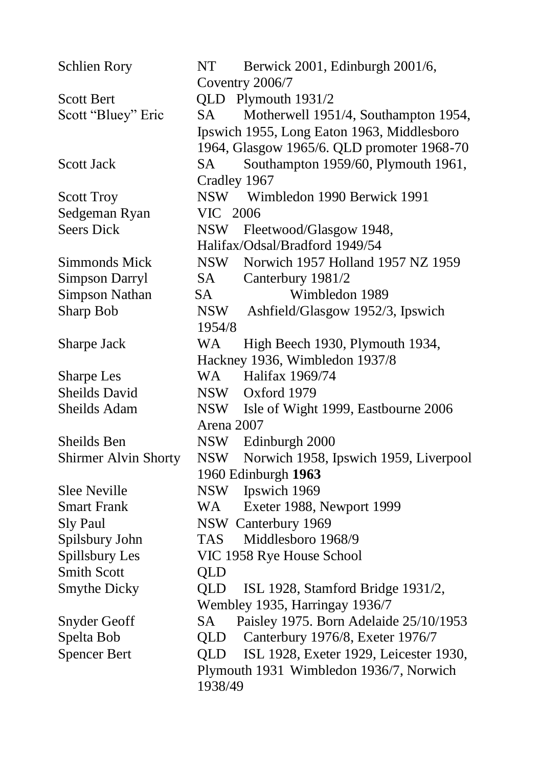| | | |
|---|---|---|
| Schlien Rory | NT | Berwick 2001, Edinburgh 2001/6, Coventry 2006/7 |
| Scott Bert | QLD | Plymouth 1931/2 |
| Scott "Bluey" Eric | SA | Motherwell 1951/4, Southampton 1954, Ipswich 1955, Long Eaton 1963, Middlesboro 1964, Glasgow 1965/6. QLD promoter 1968-70 |
| Scott Jack | SA | Southampton 1959/60, Plymouth 1961, Cradley 1967 |
| Scott Troy | NSW | Wimbledon 1990 Berwick 1991 |
| Sedgeman Ryan | VIC | 2006 |
| Seers Dick | NSW | Fleetwood/Glasgow 1948, Halifax/Odsal/Bradford 1949/54 |
| Simmonds Mick | NSW | Norwich 1957 Holland 1957 NZ 1959 |
| Simpson Darryl | SA | Canterbury 1981/2 |
| Simpson Nathan | SA | Wimbledon 1989 |
| Sharp Bob | NSW | Ashfield/Glasgow 1952/3, Ipswich 1954/8 |
| Sharpe Jack | WA | High Beech 1930, Plymouth 1934, Hackney 1936, Wimbledon 1937/8 |
| Sharpe Les | WA | Halifax 1969/74 |
| Sheilds David | NSW | Oxford 1979 |
| Sheilds Adam | NSW | Isle of Wight 1999, Eastbourne 2006 Arena 2007 |
| Sheilds Ben | NSW | Edinburgh 2000 |
| Shirmer Alvin Shorty | NSW | Norwich 1958, Ipswich 1959, Liverpool 1960 Edinburgh **1963** |
| Slee Neville | NSW | Ipswich 1969 |
| Smart Frank | WA | Exeter 1988, Newport 1999 |
| Sly Paul | NSW | Canterbury 1969 |
| Spilsbury John | TAS | Middlesboro 1968/9 |
| Spillsbury Les | VIC | 1958 Rye House School |
| Smith Scott | QLD | |
| Smythe Dicky | QLD | ISL 1928, Stamford Bridge 1931/2, Wembley 1935, Harringay 1936/7 |
| Snyder Geoff | SA | Paisley 1975. Born Adelaide 25/10/1953 |
| Spelta Bob | QLD | Canterbury 1976/8, Exeter 1976/7 |
| Spencer Bert | QLD | ISL 1928, Exeter 1929, Leicester 1930, Plymouth 1931 Wimbledon 1936/7, Norwich 1938/49 |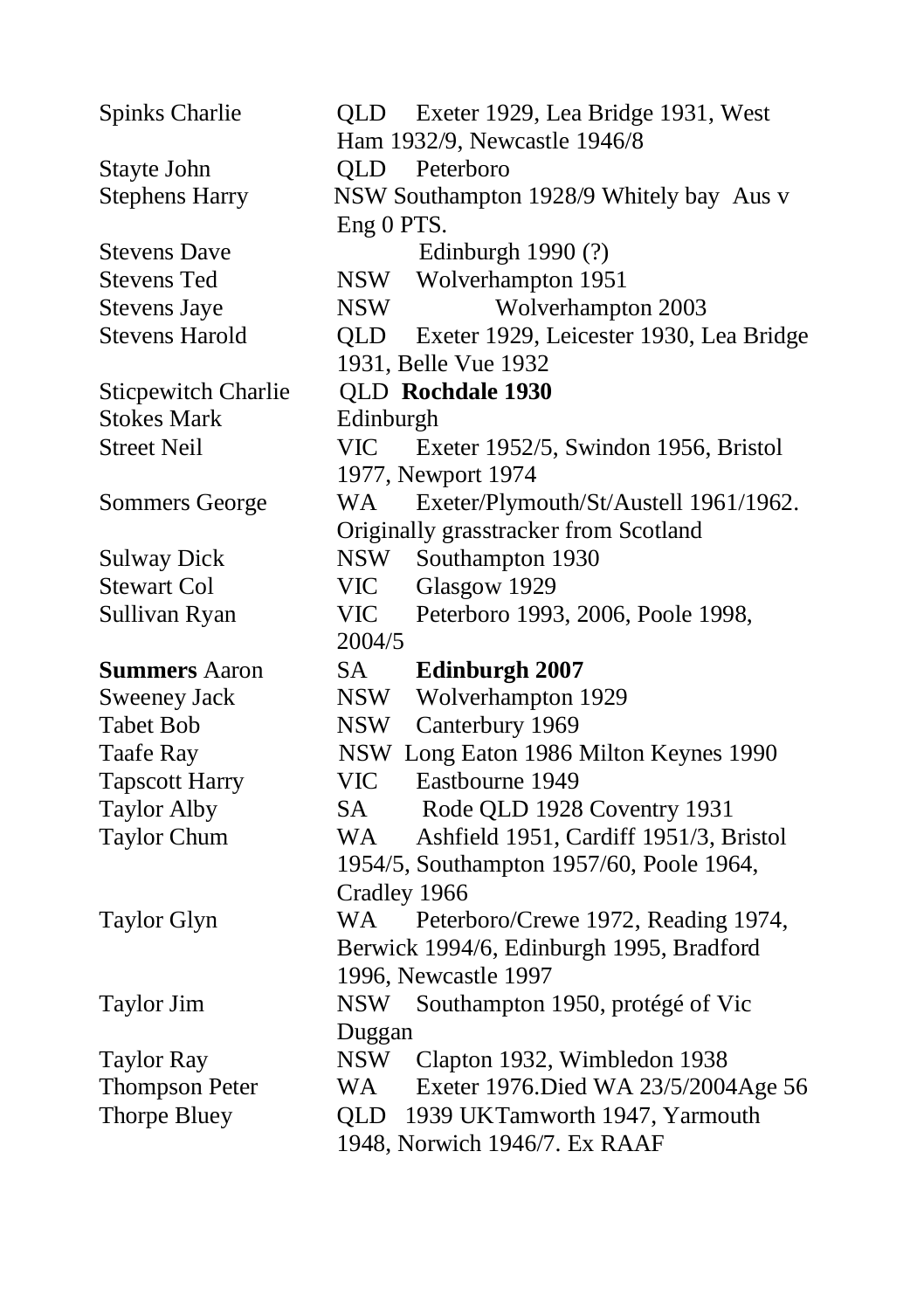| | |
|---|---|
| Spinks Charlie | QLD Exeter 1929, Lea Bridge 1931, West Ham 1932/9, Newcastle 1946/8 |
| Stayte John | QLD Peterboro |
| Stephens Harry | NSW Southampton 1928/9 Whitely bay Aus v Eng 0 PTS. |
| Stevens Dave | Edinburgh 1990 (?) |
| Stevens Ted | NSW Wolverhampton 1951 |
| Stevens Jaye | NSW Wolverhampton 2003 |
| Stevens Harold | QLD Exeter 1929, Leicester 1930, Lea Bridge 1931, Belle Vue 1932 |
| Sticpewitch Charlie | QLD **Rochdale 1930** |
| Stokes Mark | Edinburgh |
| Street Neil | VIC Exeter 1952/5, Swindon 1956, Bristol 1977, Newport 1974 |
| Sommers George | WA Exeter/Plymouth/St/Austell 1961/1962. Originally grasstracker from Scotland |
| Sulway Dick | NSW Southampton 1930 |
| Stewart Col | VIC Glasgow 1929 |
| Sullivan Ryan | VIC Peterboro 1993, 2006, Poole 1998, 2004/5 |
| **Summers** Aaron | SA **Edinburgh 2007** |
| Sweeney Jack | NSW Wolverhampton 1929 |
| Tabet Bob | NSW Canterbury 1969 |
| Taafe Ray | NSW Long Eaton 1986 Milton Keynes 1990 |
| Tapscott Harry | VIC Eastbourne 1949 |
| Taylor Alby | SA Rode QLD 1928 Coventry 1931 |
| Taylor Chum | WA Ashfield 1951, Cardiff 1951/3, Bristol 1954/5, Southampton 1957/60, Poole 1964, Cradley 1966 |
| Taylor Glyn | WA Peterboro/Crewe 1972, Reading 1974, Berwick 1994/6, Edinburgh 1995, Bradford 1996, Newcastle 1997 |
| Taylor Jim | NSW Southampton 1950, protégé of Vic Duggan |
| Taylor Ray | NSW Clapton 1932, Wimbledon 1938 |
| Thompson Peter | WA Exeter 1976.Died WA 23/5/2004Age 56 |
| Thorpe Bluey | QLD 1939 UKTamworth 1947, Yarmouth 1948, Norwich 1946/7. Ex RAAF |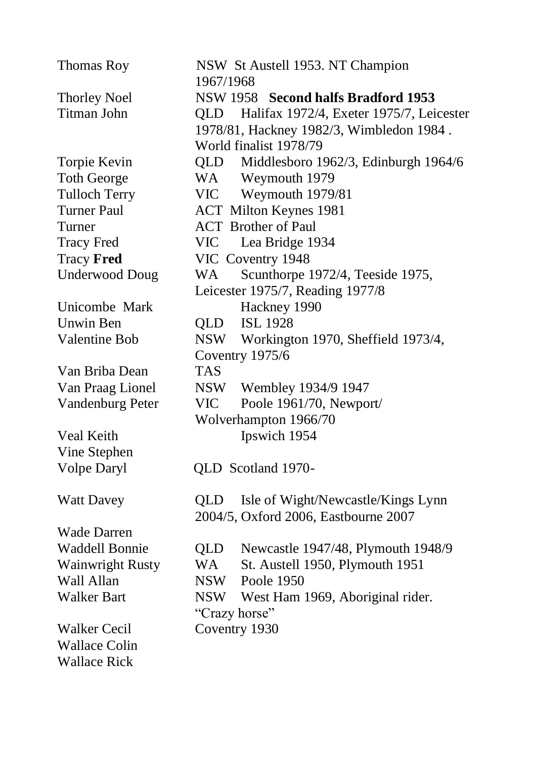| | |
|---|---|
| Thomas Roy | NSW St Austell 1953. NT Champion 1967/1968 |
| Thorley Noel | NSW 1958 **Second halfs Bradford 1953** |
| Titman John | QLD Halifax 1972/4, Exeter 1975/7, Leicester 1978/81, Hackney 1982/3, Wimbledon 1984 . World finalist 1978/79 |
| Torpie Kevin | QLD Middlesboro 1962/3, Edinburgh 1964/6 |
| Toth George | WA Weymouth 1979 |
| Tulloch Terry | VIC Weymouth 1979/81 |
| Turner Paul | ACT Milton Keynes 1981 |
| Turner | ACT Brother of Paul |
| Tracy Fred | VIC Lea Bridge 1934 |
| Tracy **Fred** | VIC Coventry 1948 |
| Underwood Doug | WA Scunthorpe 1972/4, Teeside 1975, Leicester 1975/7, Reading 1977/8 |
| Unicombe Mark | Hackney 1990 |
| Unwin Ben | QLD ISL 1928 |
| Valentine Bob | NSW Workington 1970, Sheffield 1973/4, Coventry 1975/6 |
| Van Briba Dean | TAS |
| Van Praag Lionel | NSW Wembley 1934/9 1947 |
| Vandenburg Peter | VIC Poole 1961/70, Newport/ Wolverhampton 1966/70 |
| Veal Keith | Ipswich 1954 |
| Vine Stephen | |
| Volpe Daryl | QLD Scotland 1970- |
| Watt Davey | QLD Isle of Wight/Newcastle/Kings Lynn 2004/5, Oxford 2006, Eastbourne 2007 |
| Wade Darren | |
| Waddell Bonnie | QLD Newcastle 1947/48, Plymouth 1948/9 |
| Wainwright Rusty | WA St. Austell 1950, Plymouth 1951 |
| Wall Allan | NSW Poole 1950 |
| Walker Bart | NSW West Ham 1969, Aboriginal rider. "Crazy horse" |
| Walker Cecil | Coventry 1930 |
| Wallace Colin | |
| Wallace Rick | |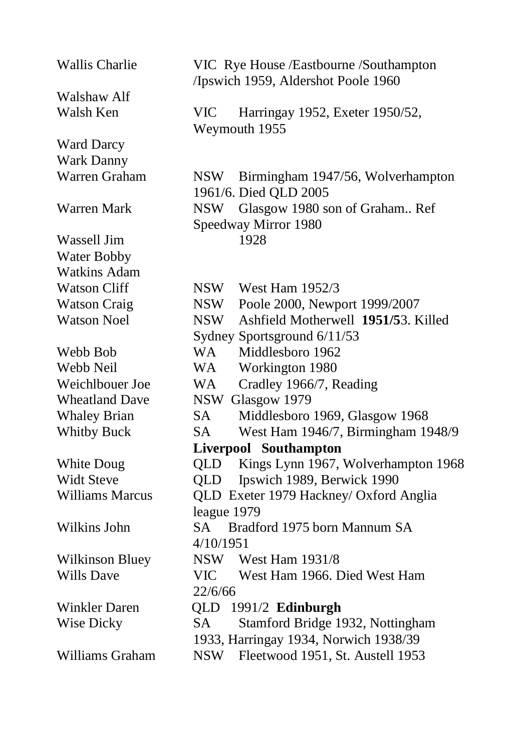| | |
|---|---|
| Wallis Charlie | VIC Rye House /Eastbourne /Southampton /Ipswich 1959, Aldershot Poole 1960 |
| Walshaw Alf | |
| Walsh Ken | VIC Harringay 1952, Exeter 1950/52, Weymouth 1955 |
| Ward Darcy | |
| Wark Danny | |
| Warren Graham | NSW Birmingham 1947/56, Wolverhampton 1961/6. Died QLD 2005 |
| Warren Mark | NSW Glasgow 1980 son of Graham.. Ref Speedway Mirror 1980 |
| Wassell Jim | 1928 |
| Water Bobby | |
| Watkins Adam | |
| Watson Cliff | NSW West Ham 1952/3 |
| Watson Craig | NSW Poole 2000, Newport 1999/2007 |
| Watson Noel | NSW Ashfield Motherwell **1951/5**3. Killed Sydney Sportsground 6/11/53 |
| Webb Bob | WA Middlesboro 1962 |
| Webb Neil | WA Workington 1980 |
| Weichlbouer Joe | WA Cradley 1966/7, Reading |
| Wheatland Dave | NSW Glasgow 1979 |
| Whaley Brian | SA Middlesboro 1969, Glasgow 1968 |
| Whitby Buck | SA West Ham 1946/7, Birmingham 1948/9 **Liverpool Southampton** |
| White Doug | QLD Kings Lynn 1967, Wolverhampton 1968 |
| Widt Steve | QLD Ipswich 1989, Berwick 1990 |
| Williams Marcus | QLD Exeter 1979 Hackney/ Oxford Anglia league 1979 |
| Wilkins John | SA Bradford 1975 born Mannum SA 4/10/1951 |
| Wilkinson Bluey | NSW West Ham 1931/8 |
| Wills Dave | VIC West Ham 1966. Died West Ham 22/6/66 |
| Winkler Daren | QLD 1991/2 **Edinburgh** |
| Wise Dicky | SA Stamford Bridge 1932, Nottingham 1933, Harringay 1934, Norwich 1938/39 |
| Williams Graham | NSW Fleetwood 1951, St. Austell 1953 |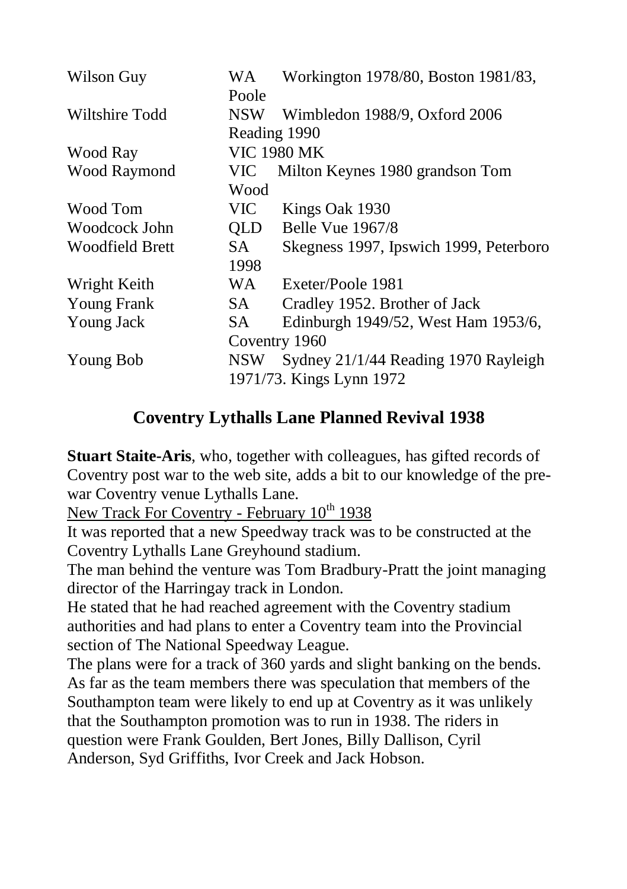| | | |
|---|---|---|
| Wilson Guy | WA | Workington 1978/80, Boston 1981/83, Poole |
| Wiltshire Todd | NSW | Wimbledon 1988/9, Oxford 2006 Reading 1990 |
| Wood Ray | VIC 1980 MK | |
| Wood Raymond | VIC | Milton Keynes 1980 grandson Tom Wood |
| Wood Tom | VIC | Kings Oak 1930 |
| Woodcock John | QLD | Belle Vue 1967/8 |
| Woodfield Brett | SA | Skegness 1997, Ipswich 1999, Peterboro 1998 |
| Wright Keith | WA | Exeter/Poole 1981 |
| Young Frank | SA | Cradley 1952. Brother of Jack |
| Young Jack | SA | Edinburgh 1949/52, West Ham 1953/6, Coventry 1960 |
| Young Bob | NSW | Sydney 21/1/44 Reading 1970 Rayleigh 1971/73. Kings Lynn 1972 |

## Coventry Lythalls Lane Planned Revival 1938

**Stuart Staite-Aris**, who, together with colleagues, has gifted records of Coventry post war to the web site, adds a bit to our knowledge of the pre-war Coventry venue Lythalls Lane.

New Track For Coventry - February 10th 1938

It was reported that a new Speedway track was to be constructed at the Coventry Lythalls Lane Greyhound stadium.

The man behind the venture was Tom Bradbury-Pratt the joint managing director of the Harringay track in London.

He stated that he had reached agreement with the Coventry stadium authorities and had plans to enter a Coventry team into the Provincial section of The National Speedway League.

The plans were for a track of 360 yards and slight banking on the bends. As far as the team members there was speculation that members of the Southampton team were likely to end up at Coventry as it was unlikely that the Southampton promotion was to run in 1938. The riders in question were Frank Goulden, Bert Jones, Billy Dallison, Cyril Anderson, Syd Griffiths, Ivor Creek and Jack Hobson.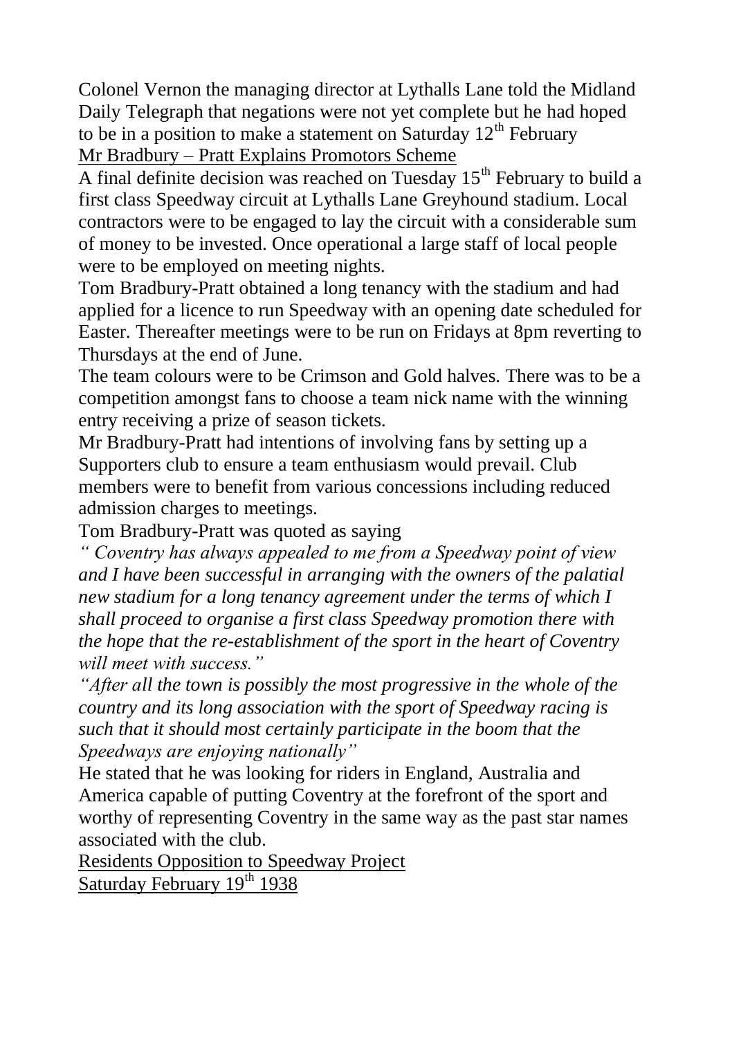Colonel Vernon the managing director at Lythalls Lane told the Midland Daily Telegraph that negations were not yet complete but he had hoped to be in a position to make a statement on Saturday 12th February

<u>Mr Bradbury – Pratt Explains Promotors Scheme</u>

A final definite decision was reached on Tuesday 15th February to build a first class Speedway circuit at Lythalls Lane Greyhound stadium. Local contractors were to be engaged to lay the circuit with a considerable sum of money to be invested. Once operational a large staff of local people were to be employed on meeting nights.

Tom Bradbury-Pratt obtained a long tenancy with the stadium and had applied for a licence to run Speedway with an opening date scheduled for Easter. Thereafter meetings were to be run on Fridays at 8pm reverting to Thursdays at the end of June.

The team colours were to be Crimson and Gold halves. There was to be a competition amongst fans to choose a team nick name with the winning entry receiving a prize of season tickets.

Mr Bradbury-Pratt had intentions of involving fans by setting up a Supporters club to ensure a team enthusiasm would prevail. Club members were to benefit from various concessions including reduced admission charges to meetings.

Tom Bradbury-Pratt was quoted as saying

*" Coventry has always appealed to me from a Speedway point of view and I have been successful in arranging with the owners of the palatial new stadium for a long tenancy agreement under the terms of which I shall proceed to organise a first class Speedway promotion there with the hope that the re-establishment of the sport in the heart of Coventry will meet with success."*

*"After all the town is possibly the most progressive in the whole of the country and its long association with the sport of Speedway racing is such that it should most certainly participate in the boom that the Speedways are enjoying nationally"*

He stated that he was looking for riders in England, Australia and America capable of putting Coventry at the forefront of the sport and worthy of representing Coventry in the same way as the past star names associated with the club.

<u>Residents Opposition to Speedway Project</u>

<u>Saturday February 19th 1938</u>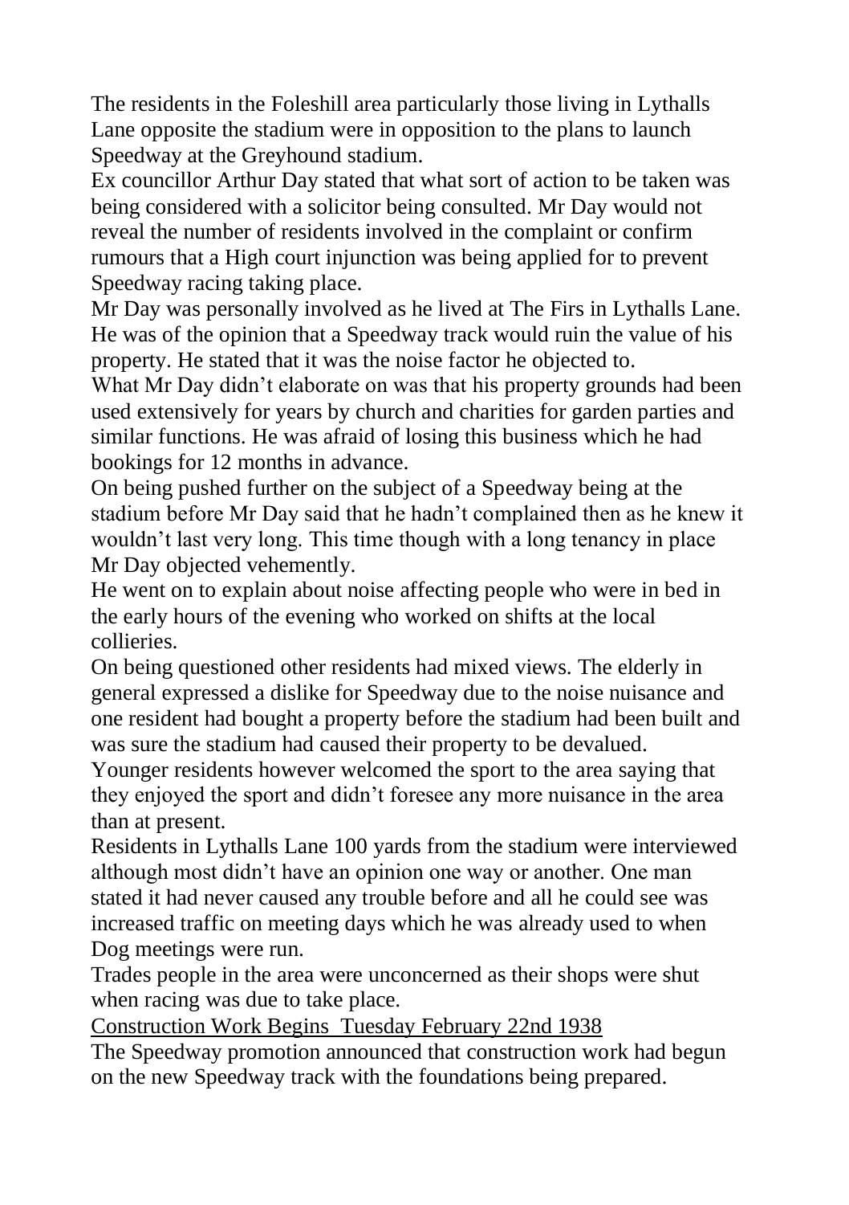The residents in the Foleshill area particularly those living in Lythalls Lane opposite the stadium were in opposition to the plans to launch Speedway at the Greyhound stadium.

Ex councillor Arthur Day stated that what sort of action to be taken was being considered with a solicitor being consulted. Mr Day would not reveal the number of residents involved in the complaint or confirm rumours that a High court injunction was being applied for to prevent Speedway racing taking place.

Mr Day was personally involved as he lived at The Firs in Lythalls Lane. He was of the opinion that a Speedway track would ruin the value of his property. He stated that it was the noise factor he objected to.

What Mr Day didn't elaborate on was that his property grounds had been used extensively for years by church and charities for garden parties and similar functions. He was afraid of losing this business which he had bookings for 12 months in advance.

On being pushed further on the subject of a Speedway being at the stadium before Mr Day said that he hadn't complained then as he knew it wouldn't last very long. This time though with a long tenancy in place Mr Day objected vehemently.

He went on to explain about noise affecting people who were in bed in the early hours of the evening who worked on shifts at the local collieries.

On being questioned other residents had mixed views. The elderly in general expressed a dislike for Speedway due to the noise nuisance and one resident had bought a property before the stadium had been built and was sure the stadium had caused their property to be devalued.

Younger residents however welcomed the sport to the area saying that they enjoyed the sport and didn't foresee any more nuisance in the area than at present.

Residents in Lythalls Lane 100 yards from the stadium were interviewed although most didn't have an opinion one way or another. One man stated it had never caused any trouble before and all he could see was increased traffic on meeting days which he was already used to when Dog meetings were run.

Trades people in the area were unconcerned as their shops were shut when racing was due to take place.

<u>Construction Work Begins Tuesday February 22nd 1938</u>

The Speedway promotion announced that construction work had begun on the new Speedway track with the foundations being prepared.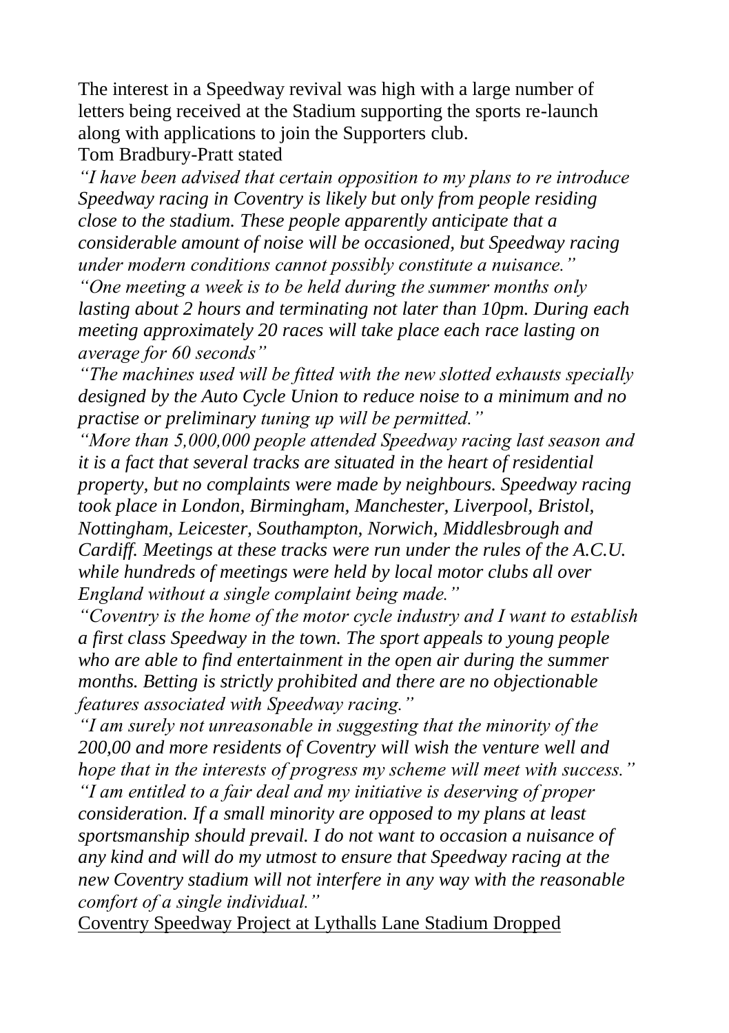The interest in a Speedway revival was high with a large number of letters being received at the Stadium supporting the sports re-launch along with applications to join the Supporters club.

Tom Bradbury-Pratt stated

*"I have been advised that certain opposition to my plans to re introduce Speedway racing in Coventry is likely but only from people residing close to the stadium. These people apparently anticipate that a considerable amount of noise will be occasioned, but Speedway racing under modern conditions cannot possibly constitute a nuisance."*

*"One meeting a week is to be held during the summer months only lasting about 2 hours and terminating not later than 10pm. During each meeting approximately 20 races will take place each race lasting on average for 60 seconds"*

*"The machines used will be fitted with the new slotted exhausts specially designed by the Auto Cycle Union to reduce noise to a minimum and no practise or preliminary tuning up will be permitted."*

*"More than 5,000,000 people attended Speedway racing last season and it is a fact that several tracks are situated in the heart of residential property, but no complaints were made by neighbours. Speedway racing took place in London, Birmingham, Manchester, Liverpool, Bristol, Nottingham, Leicester, Southampton, Norwich, Middlesbrough and Cardiff. Meetings at these tracks were run under the rules of the A.C.U. while hundreds of meetings were held by local motor clubs all over England without a single complaint being made."*

*"Coventry is the home of the motor cycle industry and I want to establish a first class Speedway in the town. The sport appeals to young people who are able to find entertainment in the open air during the summer months. Betting is strictly prohibited and there are no objectionable features associated with Speedway racing."*

*"I am surely not unreasonable in suggesting that the minority of the 200,00 and more residents of Coventry will wish the venture well and hope that in the interests of progress my scheme will meet with success."*

*"I am entitled to a fair deal and my initiative is deserving of proper consideration. If a small minority are opposed to my plans at least sportsmanship should prevail. I do not want to occasion a nuisance of any kind and will do my utmost to ensure that Speedway racing at the new Coventry stadium will not interfere in any way with the reasonable comfort of a single individual."*

<u>Coventry Speedway Project at Lythalls Lane Stadium Dropped</u>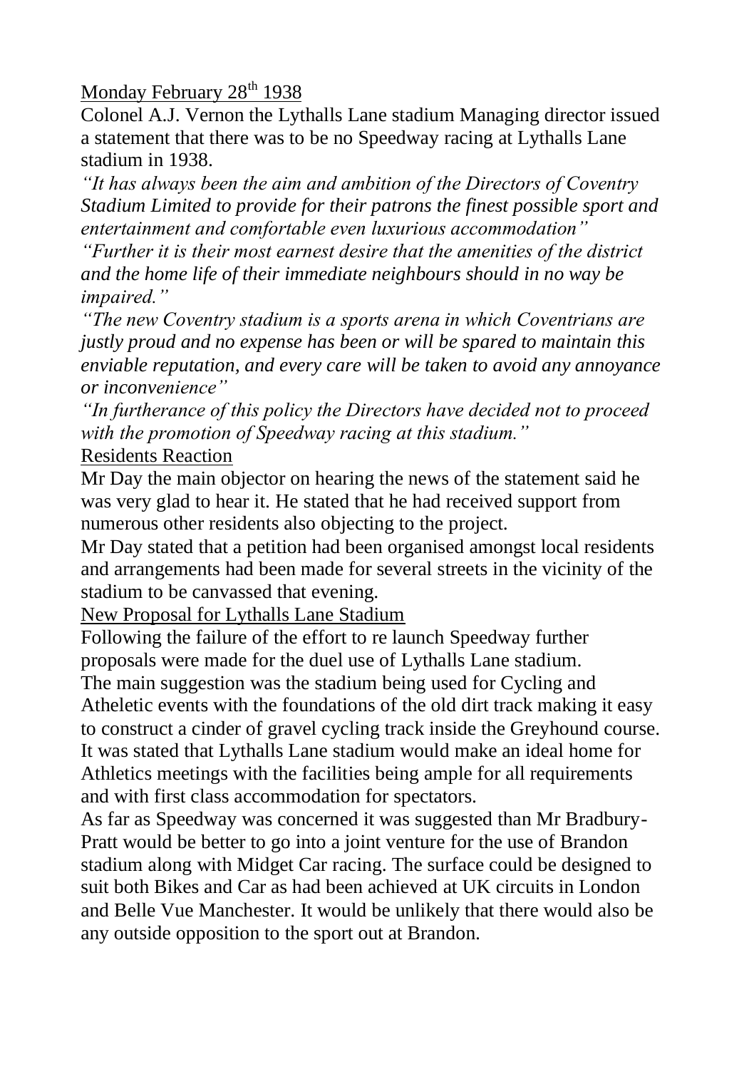Monday February 28th 1938

Colonel A.J. Vernon the Lythalls Lane stadium Managing director issued a statement that there was to be no Speedway racing at Lythalls Lane stadium in 1938.

*"It has always been the aim and ambition of the Directors of Coventry Stadium Limited to provide for their patrons the finest possible sport and entertainment and comfortable even luxurious accommodation"*

*"Further it is their most earnest desire that the amenities of the district and the home life of their immediate neighbours should in no way be impaired."*

*"The new Coventry stadium is a sports arena in which Coventrians are justly proud and no expense has been or will be spared to maintain this enviable reputation, and every care will be taken to avoid any annoyance or inconvenience"*

*"In furtherance of this policy the Directors have decided not to proceed with the promotion of Speedway racing at this stadium."*

Residents Reaction

Mr Day the main objector on hearing the news of the statement said he was very glad to hear it. He stated that he had received support from numerous other residents also objecting to the project.

Mr Day stated that a petition had been organised amongst local residents and arrangements had been made for several streets in the vicinity of the stadium to be canvassed that evening.

New Proposal for Lythalls Lane Stadium

Following the failure of the effort to re launch Speedway further proposals were made for the duel use of Lythalls Lane stadium.

The main suggestion was the stadium being used for Cycling and Atheletic events with the foundations of the old dirt track making it easy to construct a cinder of gravel cycling track inside the Greyhound course. It was stated that Lythalls Lane stadium would make an ideal home for Athletics meetings with the facilities being ample for all requirements and with first class accommodation for spectators.

As far as Speedway was concerned it was suggested than Mr Bradbury-Pratt would be better to go into a joint venture for the use of Brandon stadium along with Midget Car racing. The surface could be designed to suit both Bikes and Car as had been achieved at UK circuits in London and Belle Vue Manchester. It would be unlikely that there would also be any outside opposition to the sport out at Brandon.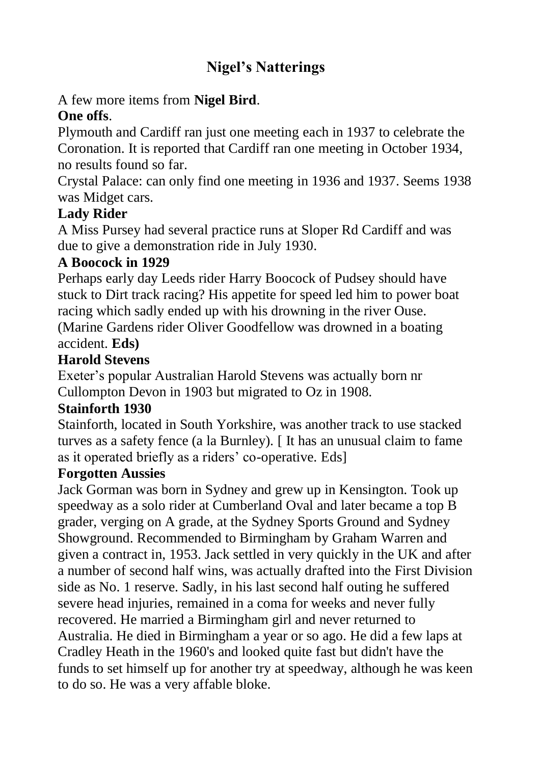# Nigel's Natterings

A few more items from **Nigel Bird**.

**One offs**.

Plymouth and Cardiff ran just one meeting each in 1937 to celebrate the Coronation. It is reported that Cardiff ran one meeting in October 1934, no results found so far.

Crystal Palace: can only find one meeting in 1936 and 1937. Seems 1938 was Midget cars.

**Lady Rider**

A Miss Pursey had several practice runs at Sloper Rd Cardiff and was due to give a demonstration ride in July 1930.

**A Boocock in 1929**

Perhaps early day Leeds rider Harry Boocock of Pudsey should have stuck to Dirt track racing? His appetite for speed led him to power boat racing which sadly ended up with his drowning in the river Ouse. (Marine Gardens rider Oliver Goodfellow was drowned in a boating accident. **Eds)**

**Harold Stevens**

Exeter's popular Australian Harold Stevens was actually born nr Cullompton Devon in 1903 but migrated to Oz in 1908.

**Stainforth 1930**

Stainforth, located in South Yorkshire, was another track to use stacked turves as a safety fence (a la Burnley). [ It has an unusual claim to fame as it operated briefly as a riders' co-operative. Eds]

**Forgotten Aussies**

Jack Gorman was born in Sydney and grew up in Kensington. Took up speedway as a solo rider at Cumberland Oval and later became a top B grader, verging on A grade, at the Sydney Sports Ground and Sydney Showground. Recommended to Birmingham by Graham Warren and given a contract in, 1953. Jack settled in very quickly in the UK and after a number of second half wins, was actually drafted into the First Division side as No. 1 reserve. Sadly, in his last second half outing he suffered severe head injuries, remained in a coma for weeks and never fully recovered. He married a Birmingham girl and never returned to Australia. He died in Birmingham a year or so ago. He did a few laps at Cradley Heath in the 1960's and looked quite fast but didn't have the funds to set himself up for another try at speedway, although he was keen to do so. He was a very affable bloke.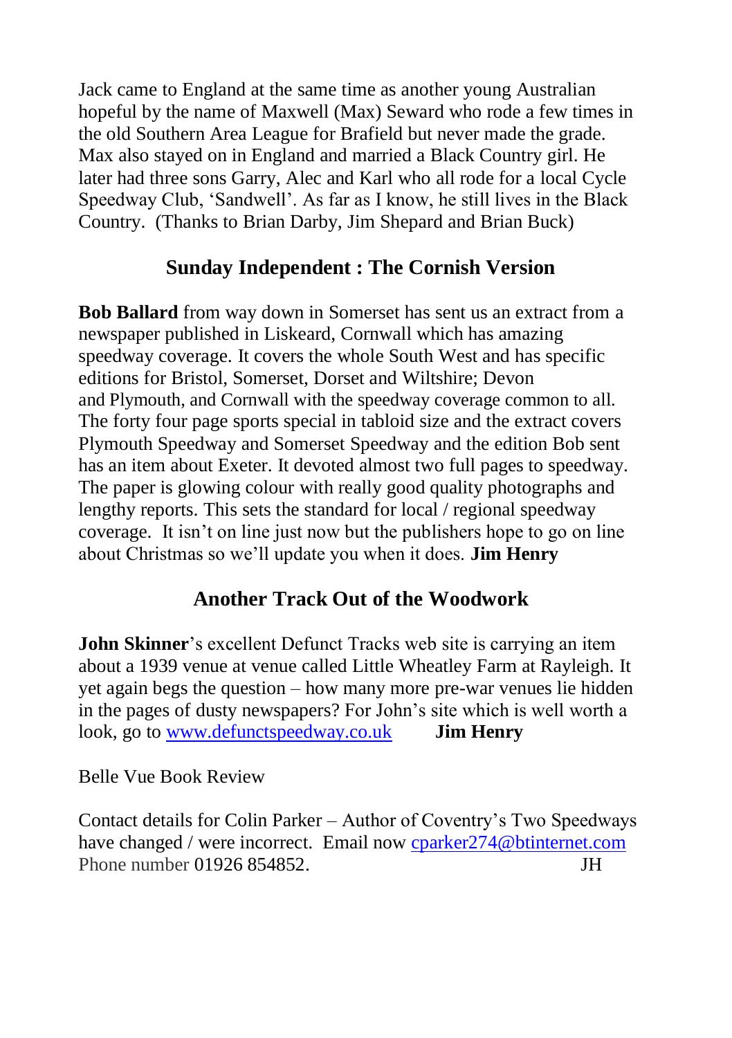Jack came to England at the same time as another young Australian hopeful by the name of Maxwell (Max) Seward who rode a few times in the old Southern Area League for Brafield but never made the grade. Max also stayed on in England and married a Black Country girl. He later had three sons Garry, Alec and Karl who all rode for a local Cycle Speedway Club, 'Sandwell'. As far as I know, he still lives in the Black Country. (Thanks to Brian Darby, Jim Shepard and Brian Buck)

## Sunday Independent : The Cornish Version

**Bob Ballard** from way down in Somerset has sent us an extract from a newspaper published in Liskeard, Cornwall which has amazing speedway coverage. It covers the whole South West and has specific editions for Bristol, Somerset, Dorset and Wiltshire; Devon and Plymouth, and Cornwall with the speedway coverage common to all. The forty four page sports special in tabloid size and the extract covers Plymouth Speedway and Somerset Speedway and the edition Bob sent has an item about Exeter. It devoted almost two full pages to speedway. The paper is glowing colour with really good quality photographs and lengthy reports. This sets the standard for local / regional speedway coverage. It isn't on line just now but the publishers hope to go on line about Christmas so we'll update you when it does. **Jim Henry**

## Another Track Out of the Woodwork

**John Skinner**'s excellent Defunct Tracks web site is carrying an item about a 1939 venue at venue called Little Wheatley Farm at Rayleigh. It yet again begs the question – how many more pre-war venues lie hidden in the pages of dusty newspapers? For John's site which is well worth a look, go to www.defunctspeedway.co.uk **Jim Henry**

Belle Vue Book Review

Contact details for Colin Parker – Author of Coventry's Two Speedways have changed / were incorrect. Email now cparker274@btinternet.com Phone number 01926 854852. JH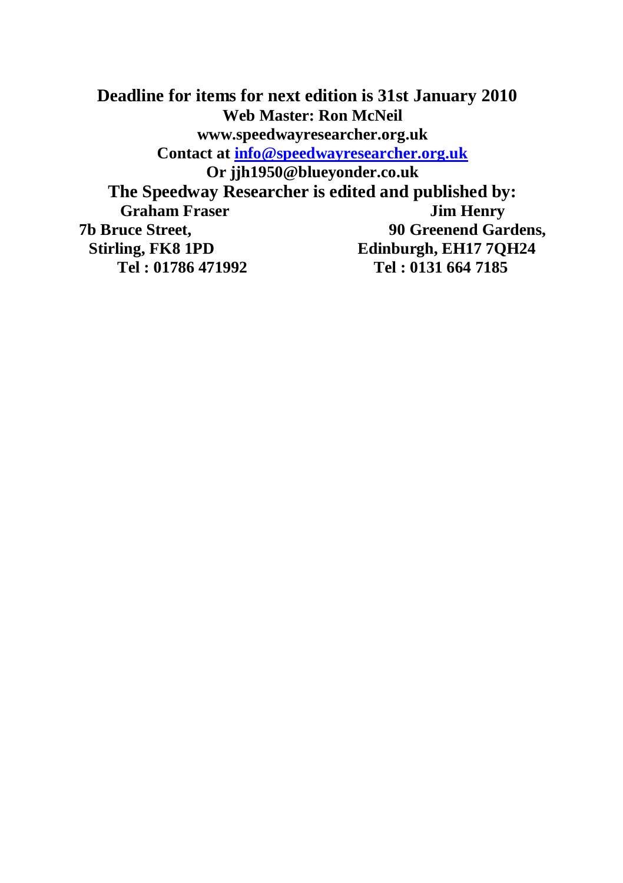**Deadline for items for next edition is 31st January 2010**

**Web Master: Ron McNeil**

**www.speedwayresearcher.org.uk**

**Contact at [info@speedwayresearcher.org.uk](mailto:info@speedwayresearcher.org.uk)**

**Or jjh1950@blueyonder.co.uk**

**The Speedway Researcher is edited and published by:**

| | |
|---|---|
| **Graham Fraser** | **Jim Henry** |
| **7b Bruce Street,** | **90 Greenend Gardens,** |
| **Stirling, FK8 1PD** | **Edinburgh, EH17 7QH24** |
| **Tel : 01786 471992** | **Tel : 0131 664 7185** |